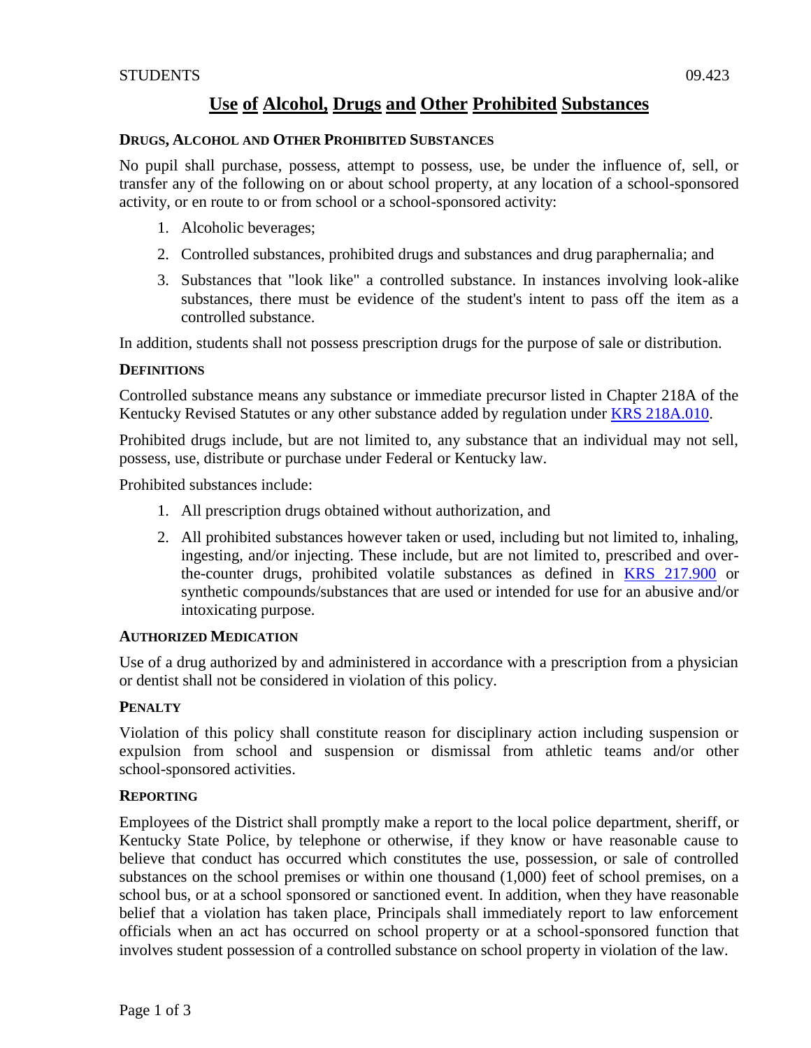STUDENTS 09.423

# Use of Alcohol, Drugs and Other Prohibited Substances

## DRUGS, ALCOHOL AND OTHER PROHIBITED SUBSTANCES

No pupil shall purchase, possess, attempt to possess, use, be under the influence of, sell, or transfer any of the following on or about school property, at any location of a school-sponsored activity, or en route to or from school or a school-sponsored activity:

1. Alcoholic beverages;
2. Controlled substances, prohibited drugs and substances and drug paraphernalia; and
3. Substances that "look like" a controlled substance. In instances involving look-alike substances, there must be evidence of the student's intent to pass off the item as a controlled substance.

In addition, students shall not possess prescription drugs for the purpose of sale or distribution.

## DEFINITIONS

Controlled substance means any substance or immediate precursor listed in Chapter 218A of the Kentucky Revised Statutes or any other substance added by regulation under KRS 218A.010.

Prohibited drugs include, but are not limited to, any substance that an individual may not sell, possess, use, distribute or purchase under Federal or Kentucky law.

Prohibited substances include:

1. All prescription drugs obtained without authorization, and
2. All prohibited substances however taken or used, including but not limited to, inhaling, ingesting, and/or injecting. These include, but are not limited to, prescribed and over-the-counter drugs, prohibited volatile substances as defined in KRS 217.900 or synthetic compounds/substances that are used or intended for use for an abusive and/or intoxicating purpose.

## AUTHORIZED MEDICATION

Use of a drug authorized by and administered in accordance with a prescription from a physician or dentist shall not be considered in violation of this policy.

## PENALTY

Violation of this policy shall constitute reason for disciplinary action including suspension or expulsion from school and suspension or dismissal from athletic teams and/or other school-sponsored activities.

## REPORTING

Employees of the District shall promptly make a report to the local police department, sheriff, or Kentucky State Police, by telephone or otherwise, if they know or have reasonable cause to believe that conduct has occurred which constitutes the use, possession, or sale of controlled substances on the school premises or within one thousand (1,000) feet of school premises, on a school bus, or at a school sponsored or sanctioned event. In addition, when they have reasonable belief that a violation has taken place, Principals shall immediately report to law enforcement officials when an act has occurred on school property or at a school-sponsored function that involves student possession of a controlled substance on school property in violation of the law.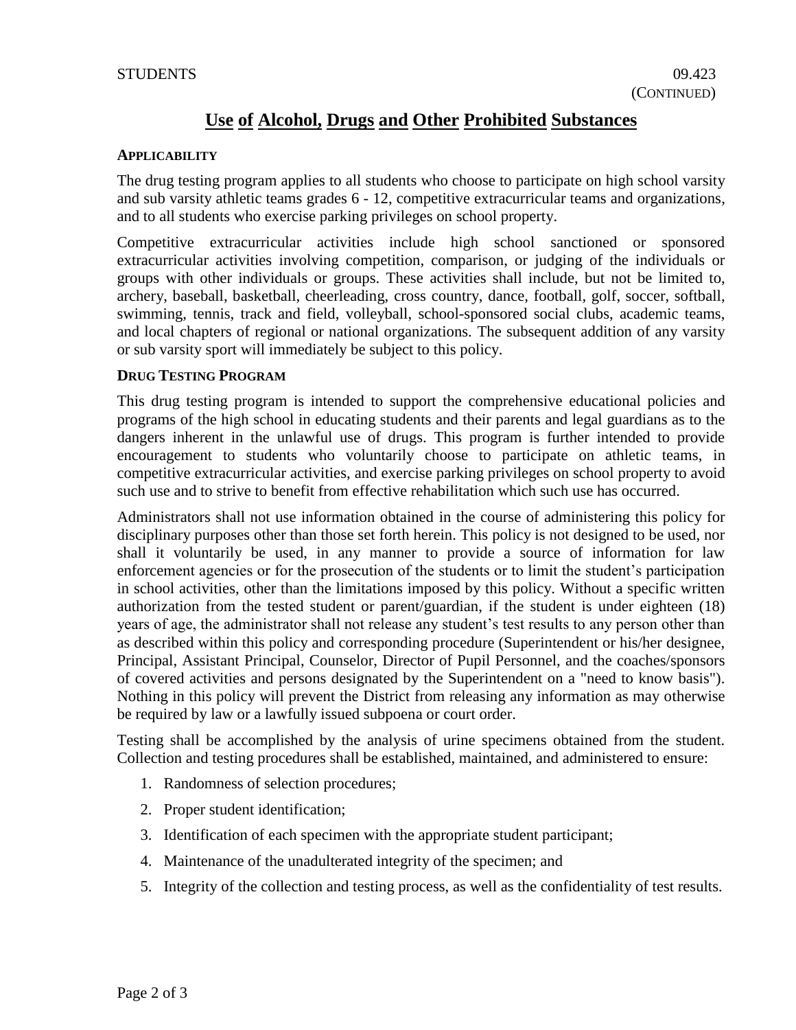# Use of Alcohol, Drugs and Other Prohibited Substances

## Applicability

The drug testing program applies to all students who choose to participate on high school varsity and sub varsity athletic teams grades 6 - 12, competitive extracurricular teams and organizations, and to all students who exercise parking privileges on school property.

Competitive extracurricular activities include high school sanctioned or sponsored extracurricular activities involving competition, comparison, or judging of the individuals or groups with other individuals or groups. These activities shall include, but not be limited to, archery, baseball, basketball, cheerleading, cross country, dance, football, golf, soccer, softball, swimming, tennis, track and field, volleyball, school-sponsored social clubs, academic teams, and local chapters of regional or national organizations. The subsequent addition of any varsity or sub varsity sport will immediately be subject to this policy.

## Drug Testing Program

This drug testing program is intended to support the comprehensive educational policies and programs of the high school in educating students and their parents and legal guardians as to the dangers inherent in the unlawful use of drugs. This program is further intended to provide encouragement to students who voluntarily choose to participate on athletic teams, in competitive extracurricular activities, and exercise parking privileges on school property to avoid such use and to strive to benefit from effective rehabilitation which such use has occurred.

Administrators shall not use information obtained in the course of administering this policy for disciplinary purposes other than those set forth herein. This policy is not designed to be used, nor shall it voluntarily be used, in any manner to provide a source of information for law enforcement agencies or for the prosecution of the students or to limit the student's participation in school activities, other than the limitations imposed by this policy. Without a specific written authorization from the tested student or parent/guardian, if the student is under eighteen (18) years of age, the administrator shall not release any student's test results to any person other than as described within this policy and corresponding procedure (Superintendent or his/her designee, Principal, Assistant Principal, Counselor, Director of Pupil Personnel, and the coaches/sponsors of covered activities and persons designated by the Superintendent on a "need to know basis"). Nothing in this policy will prevent the District from releasing any information as may otherwise be required by law or a lawfully issued subpoena or court order.

Testing shall be accomplished by the analysis of urine specimens obtained from the student. Collection and testing procedures shall be established, maintained, and administered to ensure:

1. Randomness of selection procedures;
2. Proper student identification;
3. Identification of each specimen with the appropriate student participant;
4. Maintenance of the unadulterated integrity of the specimen; and
5. Integrity of the collection and testing process, as well as the confidentiality of test results.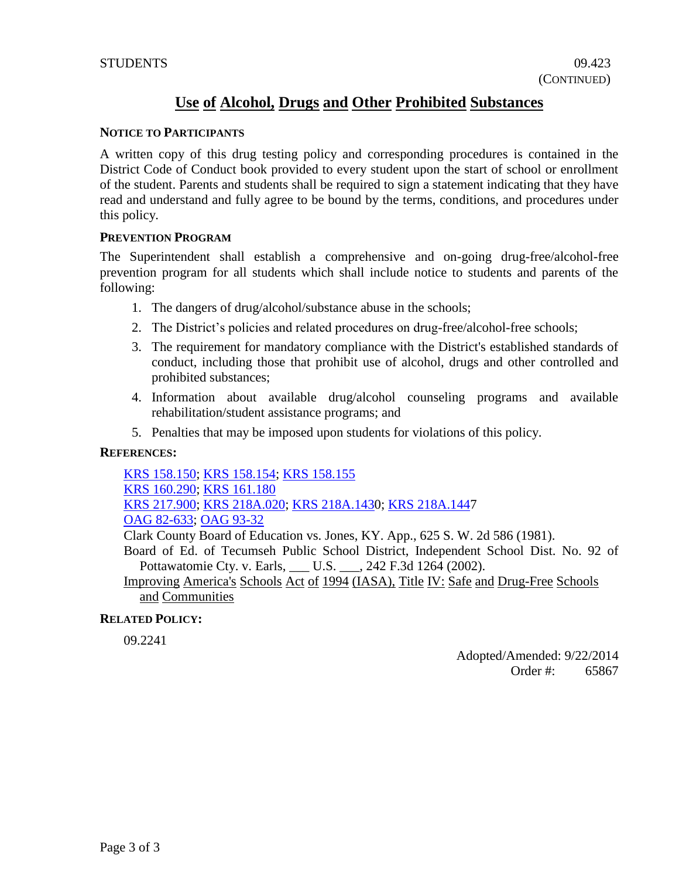# Use of Alcohol, Drugs and Other Prohibited Substances

**NOTICE TO PARTICIPANTS**

A written copy of this drug testing policy and corresponding procedures is contained in the District Code of Conduct book provided to every student upon the start of school or enrollment of the student. Parents and students shall be required to sign a statement indicating that they have read and understand and fully agree to be bound by the terms, conditions, and procedures under this policy.

**PREVENTION PROGRAM**

The Superintendent shall establish a comprehensive and on-going drug-free/alcohol-free prevention program for all students which shall include notice to students and parents of the following:

1. The dangers of drug/alcohol/substance abuse in the schools;
2. The District's policies and related procedures on drug-free/alcohol-free schools;
3. The requirement for mandatory compliance with the District's established standards of conduct, including those that prohibit use of alcohol, drugs and other controlled and prohibited substances;
4. Information about available drug/alcohol counseling programs and available rehabilitation/student assistance programs; and
5. Penalties that may be imposed upon students for violations of this policy.

**REFERENCES:**

KRS 158.150; KRS 158.154; KRS 158.155
KRS 160.290; KRS 161.180
KRS 217.900; KRS 218A.020; KRS 218A.1430; KRS 218A.1447
OAG 82-633; OAG 93-32
Clark County Board of Education vs. Jones, KY. App., 625 S. W. 2d 586 (1981).
Board of Ed. of Tecumseh Public School District, Independent School Dist. No. 92 of Pottawatomie Cty. v. Earls, ___ U.S. ___, 242 F.3d 1264 (2002).
Improving America's Schools Act of 1994 (IASA), Title IV: Safe and Drug-Free Schools and Communities

**RELATED POLICY:**

09.2241

Adopted/Amended: 9/22/2014
Order #: 65867